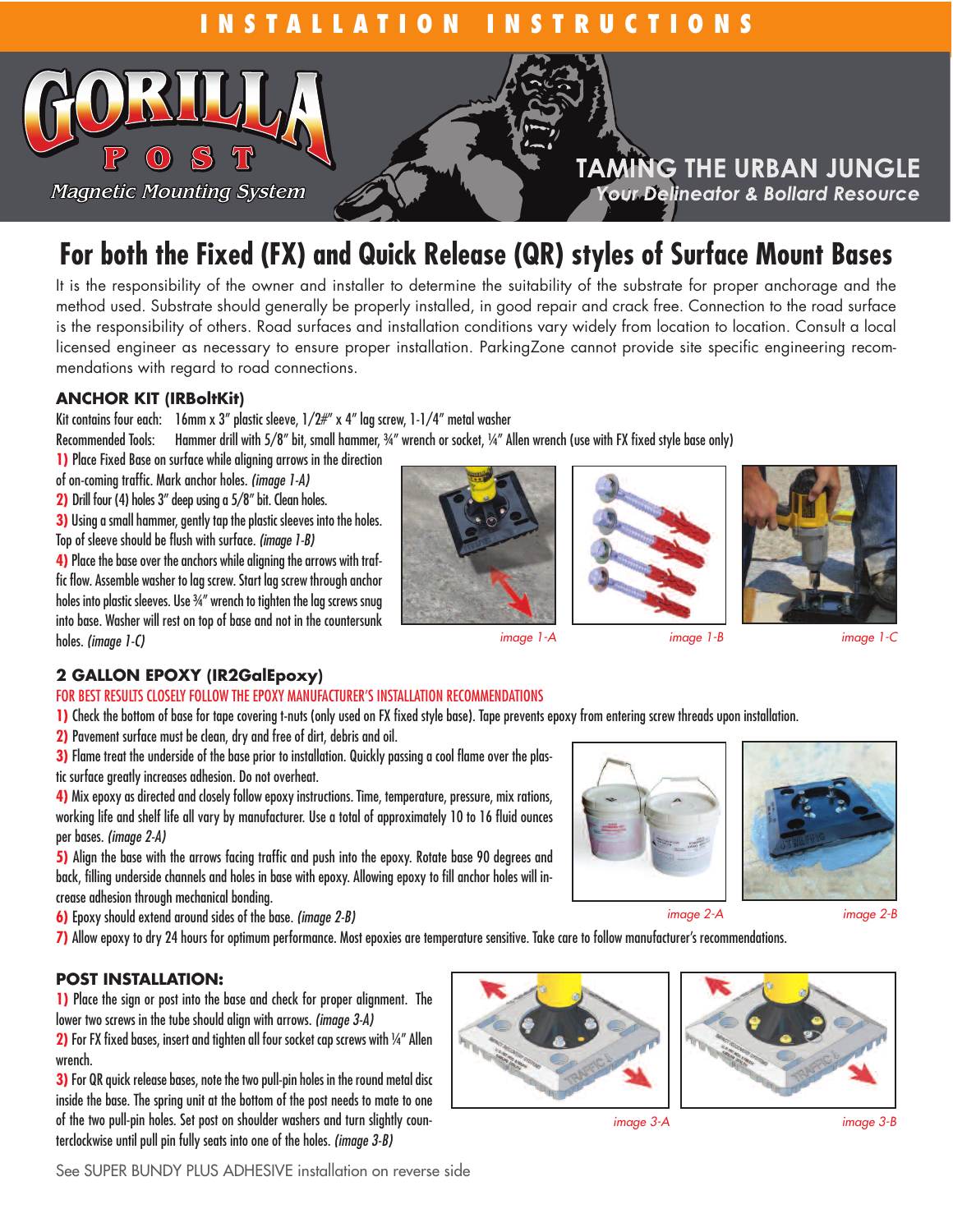# INSTALLATION INSTRUCTIONS

GORILLA POST

Magnetic Mounting System

TAMING THE URBAN JUNGLE

*Your Delineator & Bollard Resource*

## For both the Fixed (FX) and Quick Release (QR) styles of Surface Mount Bases

It is the responsibility of the owner and installer to determine the suitability of the substrate for proper anchorage and the method used. Substrate should generally be properly installed, in good repair and crack free. Connection to the road surface is the responsibility of others. Road surfaces and installation conditions vary widely from location to location. Consult a local licensed engineer as necessary to ensure proper installation. ParkingZone cannot provide site specific engineering recommendations with regard to road connections.

### ANCHOR KIT (IRBoltKit)

Kit contains four each: 16mm x 3" plastic sleeve, 1/2#" x 4" lag screw, 1-1/4" metal washer

Recommended Tools: Hammer drill with 5/8" bit, small hammer, ¾" wrench or socket, ¼" Allen wrench (use with FX fixed style base only)

1) Place Fixed Base on surface while aligning arrows in the direction of on-coming traffic. Mark anchor holes. *(image 1-A)*

2) Drill four (4) holes 3" deep using a 5/8" bit. Clean holes.

3) Using a small hammer, gently tap the plastic sleeves into the holes. Top of sleeve should be flush with surface. *(image 1-B)*

4) Place the base over the anchors while aligning the arrows with traffic flow. Assemble washer to lag screw. Start lag screw through anchor holes into plastic sleeves. Use ¾" wrench to tighten the lag screws snug into base. Washer will rest on top of base and not in the countersunk holes. *(image 1-C)*

*image 1-A* *image 1-B* *image 1-C*

### 2 GALLON EPOXY (IR2GalEpoxy)

FOR BEST RESULTS CLOSELY FOLLOW THE EPOXY MANUFACTURER'S INSTALLATION RECOMMENDATIONS

1) Check the bottom of base for tape covering t-nuts (only used on FX fixed style base). Tape prevents epoxy from entering screw threads upon installation.

2) Pavement surface must be clean, dry and free of dirt, debris and oil.

3) Flame treat the underside of the base prior to installation. Quickly passing a cool flame over the plastic surface greatly increases adhesion. Do not overheat.

4) Mix epoxy as directed and closely follow epoxy instructions. Time, temperature, pressure, mix rations, working life and shelf life all vary by manufacturer. Use a total of approximately 10 to 16 fluid ounces per bases. *(image 2-A)*

5) Align the base with the arrows facing traffic and push into the epoxy. Rotate base 90 degrees and back, filling underside channels and holes in base with epoxy. Allowing epoxy to fill anchor holes will increase adhesion through mechanical bonding.

6) Epoxy should extend around sides of the base. *(image 2-B)*

7) Allow epoxy to dry 24 hours for optimum performance. Most epoxies are temperature sensitive. Take care to follow manufacturer's recommendations.

*image 2-A* *image 2-B*

### POST INSTALLATION:

1) Place the sign or post into the base and check for proper alignment. The lower two screws in the tube should align with arrows. *(image 3-A)*

2) For FX fixed bases, insert and tighten all four socket cap screws with ¼" Allen wrench.

3) For QR quick release bases, note the two pull-pin holes in the round metal disc inside the base. The spring unit at the bottom of the post needs to mate to one of the two pull-pin holes. Set post on shoulder washers and turn slightly counterclockwise until pull pin fully seats into one of the holes. *(image 3-B)*

*image 3-A* *image 3-B*

See SUPER BUNDY PLUS ADHESIVE installation on reverse side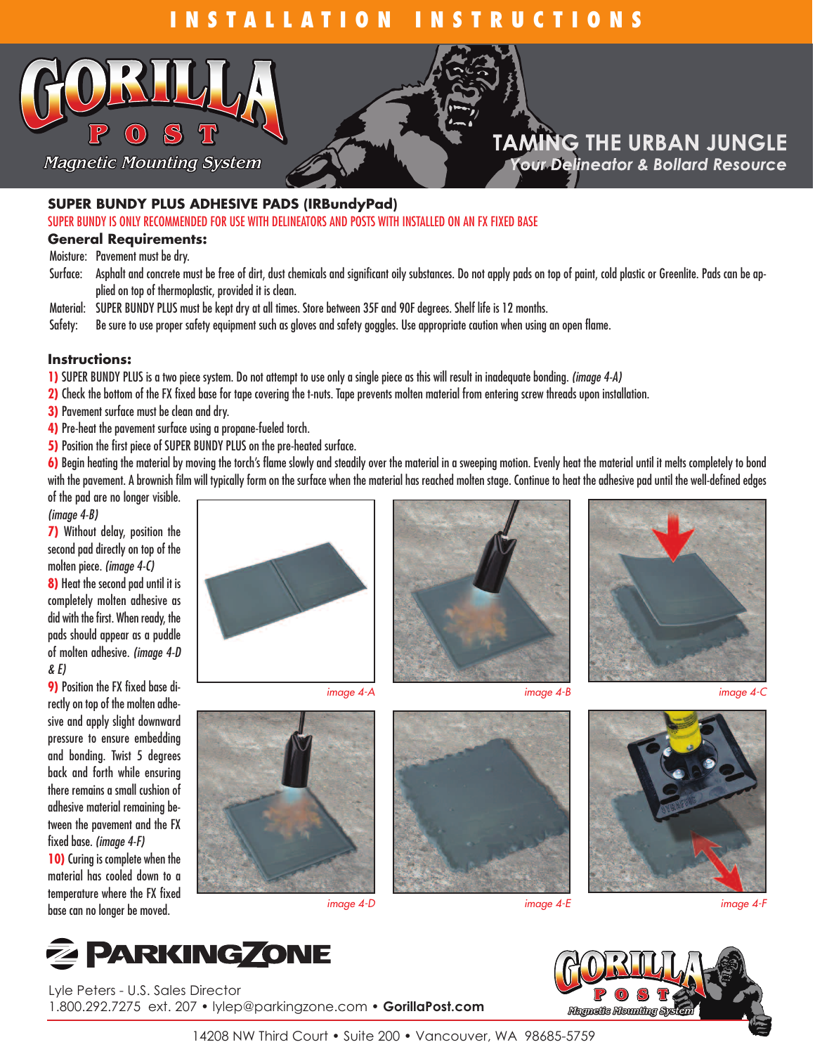# INSTALLATION INSTRUCTIONS

GORILLA POST

Magnetic Mounting System

TAMING THE URBAN JUNGLE

*Your Delineator & Bollard Resource*

## SUPER BUNDY PLUS ADHESIVE PADS (IRBundyPad)

SUPER BUNDY IS ONLY RECOMMENDED FOR USE WITH DELINEATORS AND POSTS WITH INSTALLED ON AN FX FIXED BASE

### General Requirements:

Moisture: Pavement must be dry.

Surface: Asphalt and concrete must be free of dirt, dust chemicals and significant oily substances. Do not apply pads on top of paint, cold plastic or Greenlite. Pads can be applied on top of thermoplastic, provided it is clean.

Material: SUPER BUNDY PLUS must be kept dry at all times. Store between 35F and 90F degrees. Shelf life is 12 months.

Safety: Be sure to use proper safety equipment such as gloves and safety goggles. Use appropriate caution when using an open flame.

### Instructions:

**1)** SUPER BUNDY PLUS is a two piece system. Do not attempt to use only a single piece as this will result in inadequate bonding. *(image 4-A)*

**2)** Check the bottom of the FX fixed base for tape covering the t-nuts. Tape prevents molten material from entering screw threads upon installation.

**3)** Pavement surface must be clean and dry.

**4)** Pre-heat the pavement surface using a propane-fueled torch.

**5)** Position the first piece of SUPER BUNDY PLUS on the pre-heated surface.

**6)** Begin heating the material by moving the torch's flame slowly and steadily over the material in a sweeping motion. Evenly heat the material until it melts completely to bond with the pavement. A brownish film will typically form on the surface when the material has reached molten stage. Continue to heat the adhesive pad until the well-defined edges of the pad are no longer visible. *(image 4-B)*

**7)** Without delay, position the second pad directly on top of the molten piece. *(image 4-C)*

**8)** Heat the second pad until it is completely molten adhesive as did with the first. When ready, the pads should appear as a puddle of molten adhesive. *(image 4-D & E)*

**9)** Position the FX fixed base directly on top of the molten adhesive and apply slight downward pressure to ensure embedding and bonding. Twist 5 degrees back and forth while ensuring there remains a small cushion of adhesive material remaining between the pavement and the FX fixed base. *(image 4-F)*

**10)** Curing is complete when the material has cooled down to a temperature where the FX fixed base can no longer be moved.

*image 4-A*

*image 4-B*

*image 4-C*

*image 4-D*

*image 4-E*

*image 4-F*

PARKINGZONE

Lyle Peters - U.S. Sales Director
1.800.292.7275 ext. 207 • lylep@parkingzone.com • **GorillaPost.com**

14208 NW Third Court • Suite 200 • Vancouver, WA 98685-5759